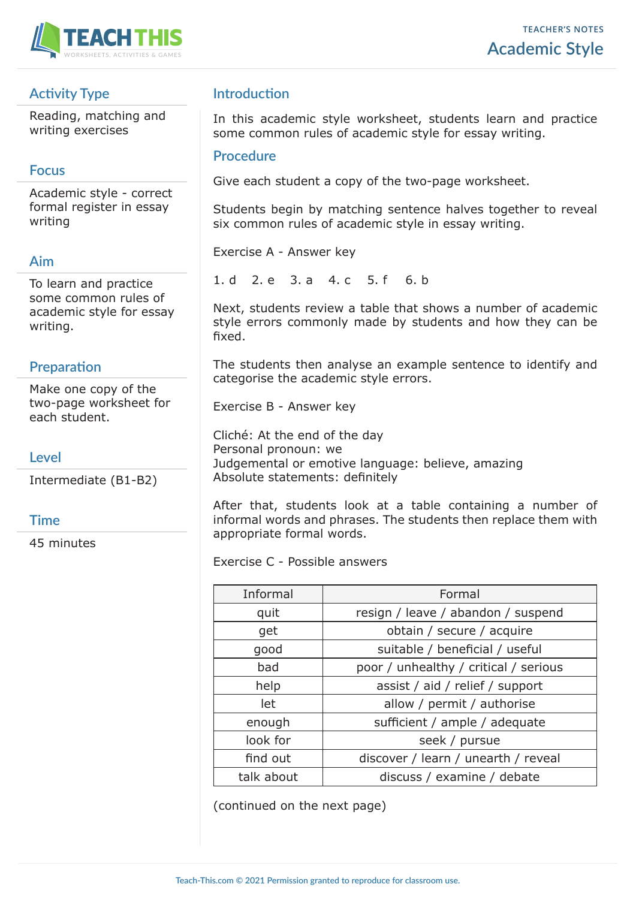TEACHER'S NOTES

# Academic Style

## Activity Type

Reading, matching and writing exercises

## Focus

Academic style - correct formal register in essay writing

## Aim

To learn and practice some common rules of academic style for essay writing.

## Preparation

Make one copy of the two-page worksheet for each student.

## Level

Intermediate (B1-B2)

## Time

45 minutes

## Introduction

In this academic style worksheet, students learn and practice some common rules of academic style for essay writing.

## Procedure

Give each student a copy of the two-page worksheet.

Students begin by matching sentence halves together to reveal six common rules of academic style in essay writing.

Exercise A - Answer key

1. d 2. e 3. a 4. c 5. f 6. b

Next, students review a table that shows a number of academic style errors commonly made by students and how they can be fixed.

The students then analyse an example sentence to identify and categorise the academic style errors.

Exercise B - Answer key

Cliché: At the end of the day
Personal pronoun: we
Judgemental or emotive language: believe, amazing
Absolute statements: definitely

After that, students look at a table containing a number of informal words and phrases. The students then replace them with appropriate formal words.

Exercise C - Possible answers

| Informal | Formal |
|---|---|
| quit | resign / leave / abandon / suspend |
| get | obtain / secure / acquire |
| good | suitable / beneficial / useful |
| bad | poor / unhealthy / critical / serious |
| help | assist / aid / relief / support |
| let | allow / permit / authorise |
| enough | sufficient / ample / adequate |
| look for | seek / pursue |
| find out | discover / learn / unearth / reveal |
| talk about | discuss / examine / debate |

(continued on the next page)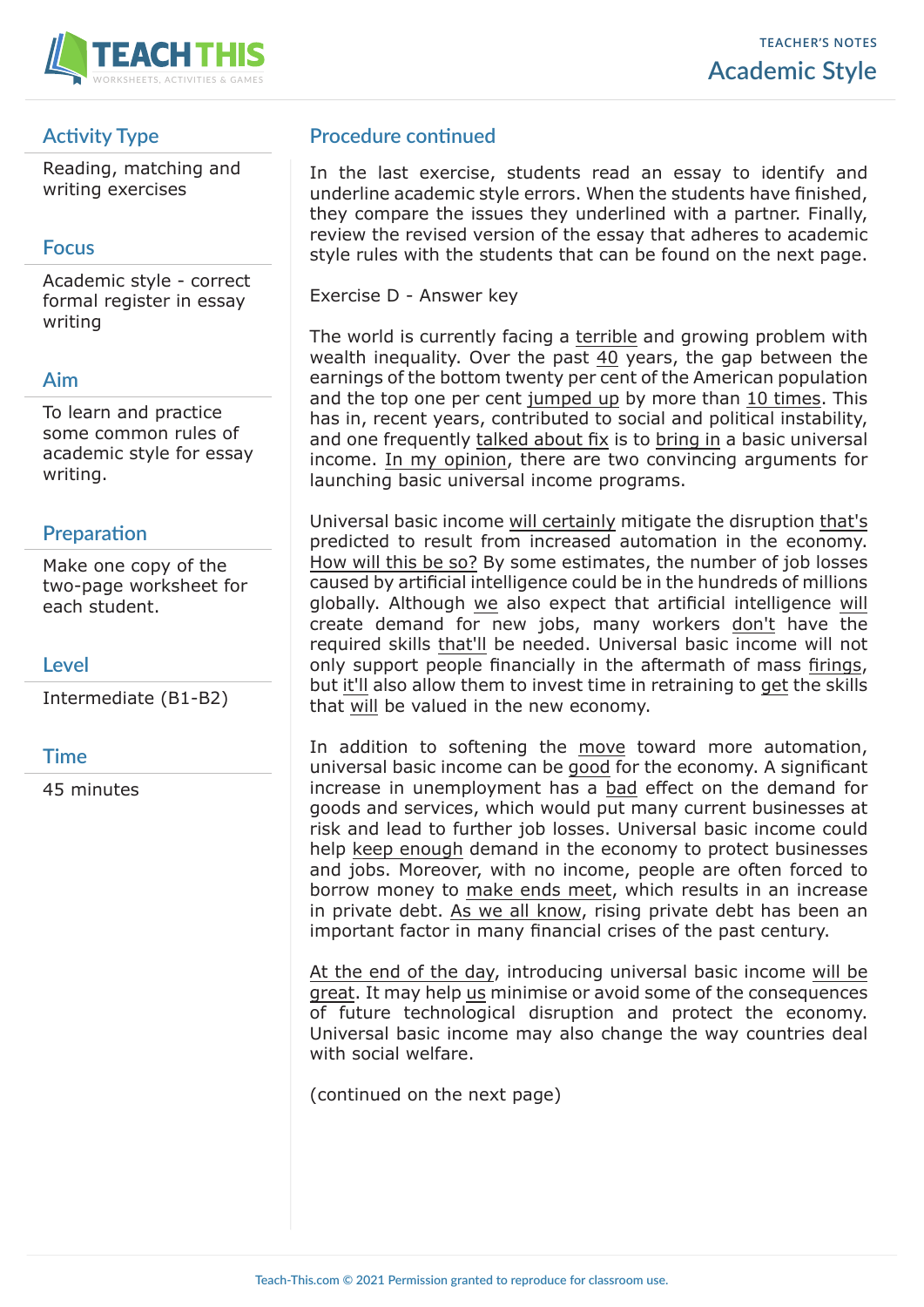## Activity Type

Reading, matching and writing exercises

## Focus

Academic style - correct formal register in essay writing

## Aim

To learn and practice some common rules of academic style for essay writing.

## Preparation

Make one copy of the two-page worksheet for each student.

## Level

Intermediate (B1-B2)

## Time

45 minutes

## Procedure continued

In the last exercise, students read an essay to identify and underline academic style errors. When the students have finished, they compare the issues they underlined with a partner. Finally, review the revised version of the essay that adheres to academic style rules with the students that can be found on the next page.

Exercise D - Answer key

The world is currently facing a <u>terrible</u> and growing problem with wealth inequality. Over the past <u>40</u> years, the gap between the earnings of the bottom twenty per cent of the American population and the top one per cent <u>jumped up</u> by more than <u>10 times</u>. This has in, recent years, contributed to social and political instability, and one frequently <u>talked about fix</u> is to <u>bring in</u> a basic universal income. <u>In my opinion</u>, there are two convincing arguments for launching basic universal income programs.

Universal basic income <u>will certainly</u> mitigate the disruption <u>that's</u> predicted to result from increased automation in the economy. <u>How will this be so?</u> By some estimates, the number of job losses caused by artificial intelligence could be in the hundreds of millions globally. Although <u>we</u> also expect that artificial intelligence <u>will</u> create demand for new jobs, many workers <u>don't</u> have the required skills <u>that'll</u> be needed. Universal basic income will not only support people financially in the aftermath of mass <u>firings</u>, but <u>it'll</u> also allow them to invest time in retraining to <u>get</u> the skills that <u>will</u> be valued in the new economy.

In addition to softening the <u>move</u> toward more automation, universal basic income can be <u>good</u> for the economy. A significant increase in unemployment has a <u>bad</u> effect on the demand for goods and services, which would put many current businesses at risk and lead to further job losses. Universal basic income could help <u>keep enough</u> demand in the economy to protect businesses and jobs. Moreover, with no income, people are often forced to borrow money to <u>make ends meet</u>, which results in an increase in private debt. <u>As we all know</u>, rising private debt has been an important factor in many financial crises of the past century.

<u>At the end of the day</u>, introducing universal basic income <u>will be great</u>. It may help <u>us</u> minimise or avoid some of the consequences of future technological disruption and protect the economy. Universal basic income may also change the way countries deal with social welfare.

(continued on the next page)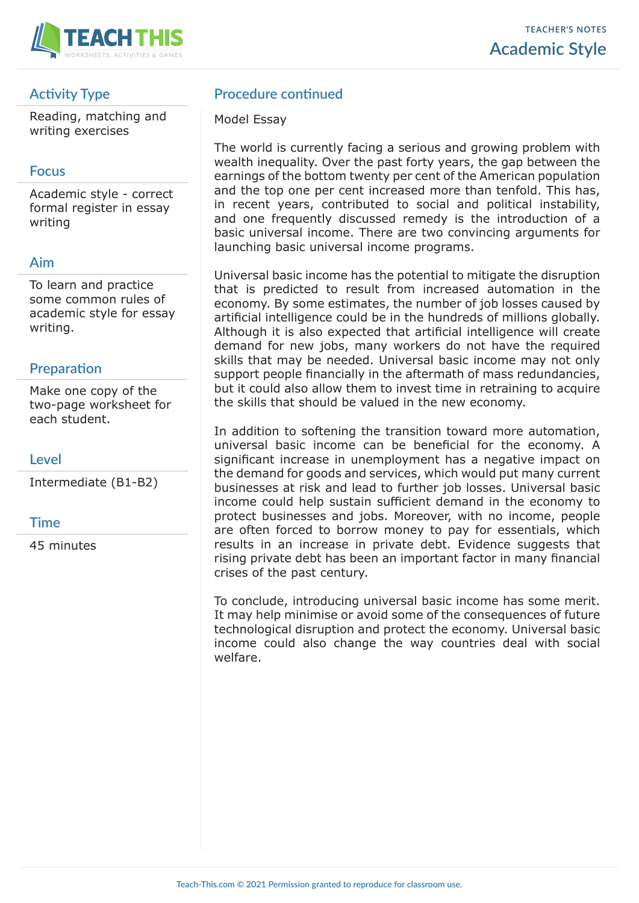## Activity Type

Reading, matching and writing exercises

## Focus

Academic style - correct formal register in essay writing

## Aim

To learn and practice some common rules of academic style for essay writing.

## Preparation

Make one copy of the two-page worksheet for each student.

## Level

Intermediate (B1-B2)

## Time

45 minutes

## Procedure continued

Model Essay

The world is currently facing a serious and growing problem with wealth inequality. Over the past forty years, the gap between the earnings of the bottom twenty per cent of the American population and the top one per cent increased more than tenfold. This has, in recent years, contributed to social and political instability, and one frequently discussed remedy is the introduction of a basic universal income. There are two convincing arguments for launching basic universal income programs.

Universal basic income has the potential to mitigate the disruption that is predicted to result from increased automation in the economy. By some estimates, the number of job losses caused by artificial intelligence could be in the hundreds of millions globally. Although it is also expected that artificial intelligence will create demand for new jobs, many workers do not have the required skills that may be needed. Universal basic income may not only support people financially in the aftermath of mass redundancies, but it could also allow them to invest time in retraining to acquire the skills that should be valued in the new economy.

In addition to softening the transition toward more automation, universal basic income can be beneficial for the economy. A significant increase in unemployment has a negative impact on the demand for goods and services, which would put many current businesses at risk and lead to further job losses. Universal basic income could help sustain sufficient demand in the economy to protect businesses and jobs. Moreover, with no income, people are often forced to borrow money to pay for essentials, which results in an increase in private debt. Evidence suggests that rising private debt has been an important factor in many financial crises of the past century.

To conclude, introducing universal basic income has some merit. It may help minimise or avoid some of the consequences of future technological disruption and protect the economy. Universal basic income could also change the way countries deal with social welfare.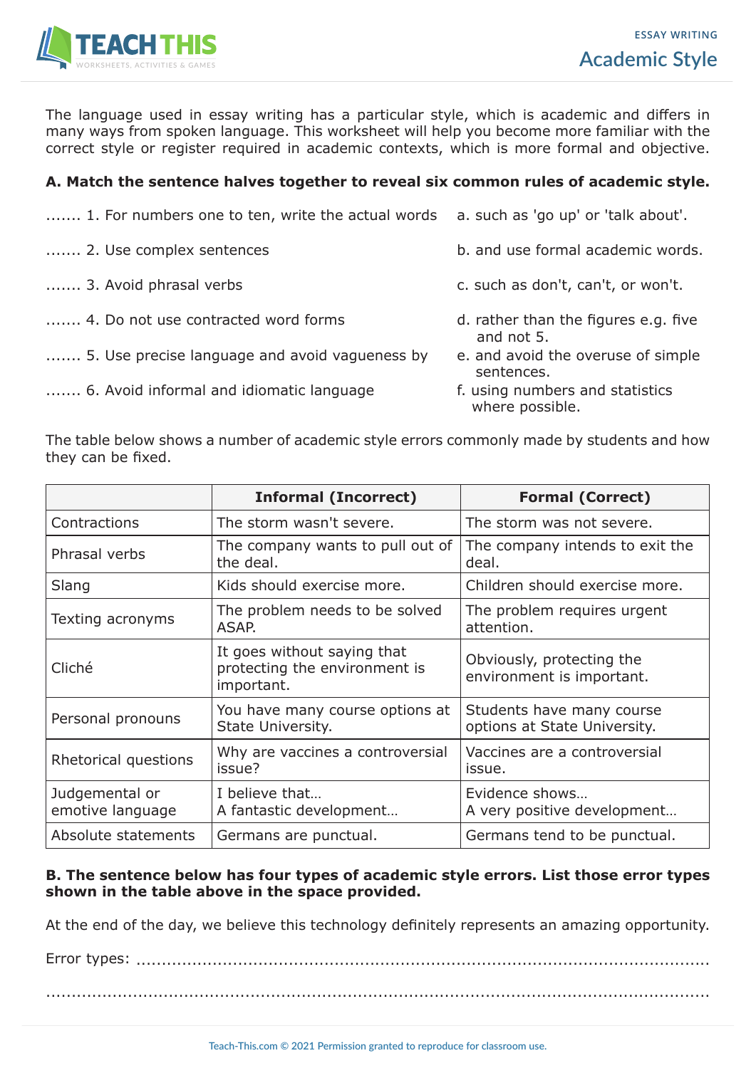# Academic Style

The language used in essay writing has a particular style, which is academic and differs in many ways from spoken language. This worksheet will help you become more familiar with the correct style or register required in academic contexts, which is more formal and objective.

**A. Match the sentence halves together to reveal six common rules of academic style.**

....... 1. For numbers one to ten, write the actual words

....... 2. Use complex sentences

....... 3. Avoid phrasal verbs

....... 4. Do not use contracted word forms

....... 5. Use precise language and avoid vagueness by

....... 6. Avoid informal and idiomatic language

a. such as 'go up' or 'talk about'.

b. and use formal academic words.

c. such as don't, can't, or won't.

d. rather than the figures e.g. five and not 5.

e. and avoid the overuse of simple sentences.

f. using numbers and statistics where possible.

The table below shows a number of academic style errors commonly made by students and how they can be fixed.

| | Informal (Incorrect) | Formal (Correct) |
|---|---|---|
| Contractions | The storm wasn't severe. | The storm was not severe. |
| Phrasal verbs | The company wants to pull out of the deal. | The company intends to exit the deal. |
| Slang | Kids should exercise more. | Children should exercise more. |
| Texting acronyms | The problem needs to be solved ASAP. | The problem requires urgent attention. |
| Cliché | It goes without saying that protecting the environment is important. | Obviously, protecting the environment is important. |
| Personal pronouns | You have many course options at State University. | Students have many course options at State University. |
| Rhetorical questions | Why are vaccines a controversial issue? | Vaccines are a controversial issue. |
| Judgemental or emotive language | I believe that…<br>A fantastic development… | Evidence shows…<br>A very positive development… |
| Absolute statements | Germans are punctual. | Germans tend to be punctual. |

**B. The sentence below has four types of academic style errors. List those error types shown in the table above in the space provided.**

At the end of the day, we believe this technology definitely represents an amazing opportunity.

Error types: ..........................................................................................................

..........................................................................................................................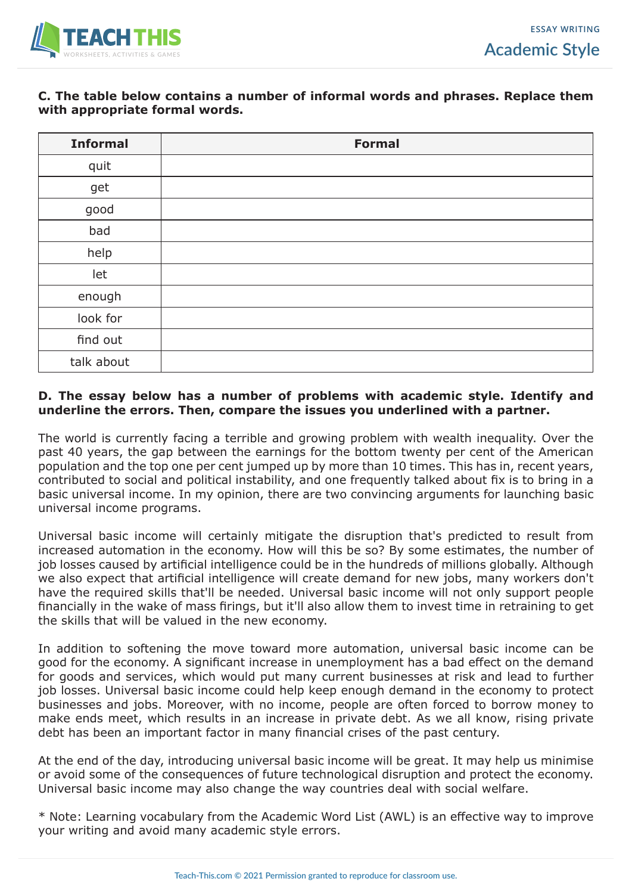**C. The table below contains a number of informal words and phrases. Replace them with appropriate formal words.**

| Informal | Formal |
|---|---|
| quit | |
| get | |
| good | |
| bad | |
| help | |
| let | |
| enough | |
| look for | |
| find out | |
| talk about | |

**D. The essay below has a number of problems with academic style. Identify and underline the errors. Then, compare the issues you underlined with a partner.**

The world is currently facing a terrible and growing problem with wealth inequality. Over the past 40 years, the gap between the earnings for the bottom twenty per cent of the American population and the top one per cent jumped up by more than 10 times. This has in, recent years, contributed to social and political instability, and one frequently talked about fix is to bring in a basic universal income. In my opinion, there are two convincing arguments for launching basic universal income programs.

Universal basic income will certainly mitigate the disruption that's predicted to result from increased automation in the economy. How will this be so? By some estimates, the number of job losses caused by artificial intelligence could be in the hundreds of millions globally. Although we also expect that artificial intelligence will create demand for new jobs, many workers don't have the required skills that'll be needed. Universal basic income will not only support people financially in the wake of mass firings, but it'll also allow them to invest time in retraining to get the skills that will be valued in the new economy.

In addition to softening the move toward more automation, universal basic income can be good for the economy. A significant increase in unemployment has a bad effect on the demand for goods and services, which would put many current businesses at risk and lead to further job losses. Universal basic income could help keep enough demand in the economy to protect businesses and jobs. Moreover, with no income, people are often forced to borrow money to make ends meet, which results in an increase in private debt. As we all know, rising private debt has been an important factor in many financial crises of the past century.

At the end of the day, introducing universal basic income will be great. It may help us minimise or avoid some of the consequences of future technological disruption and protect the economy. Universal basic income may also change the way countries deal with social welfare.

* Note: Learning vocabulary from the Academic Word List (AWL) is an effective way to improve your writing and avoid many academic style errors.